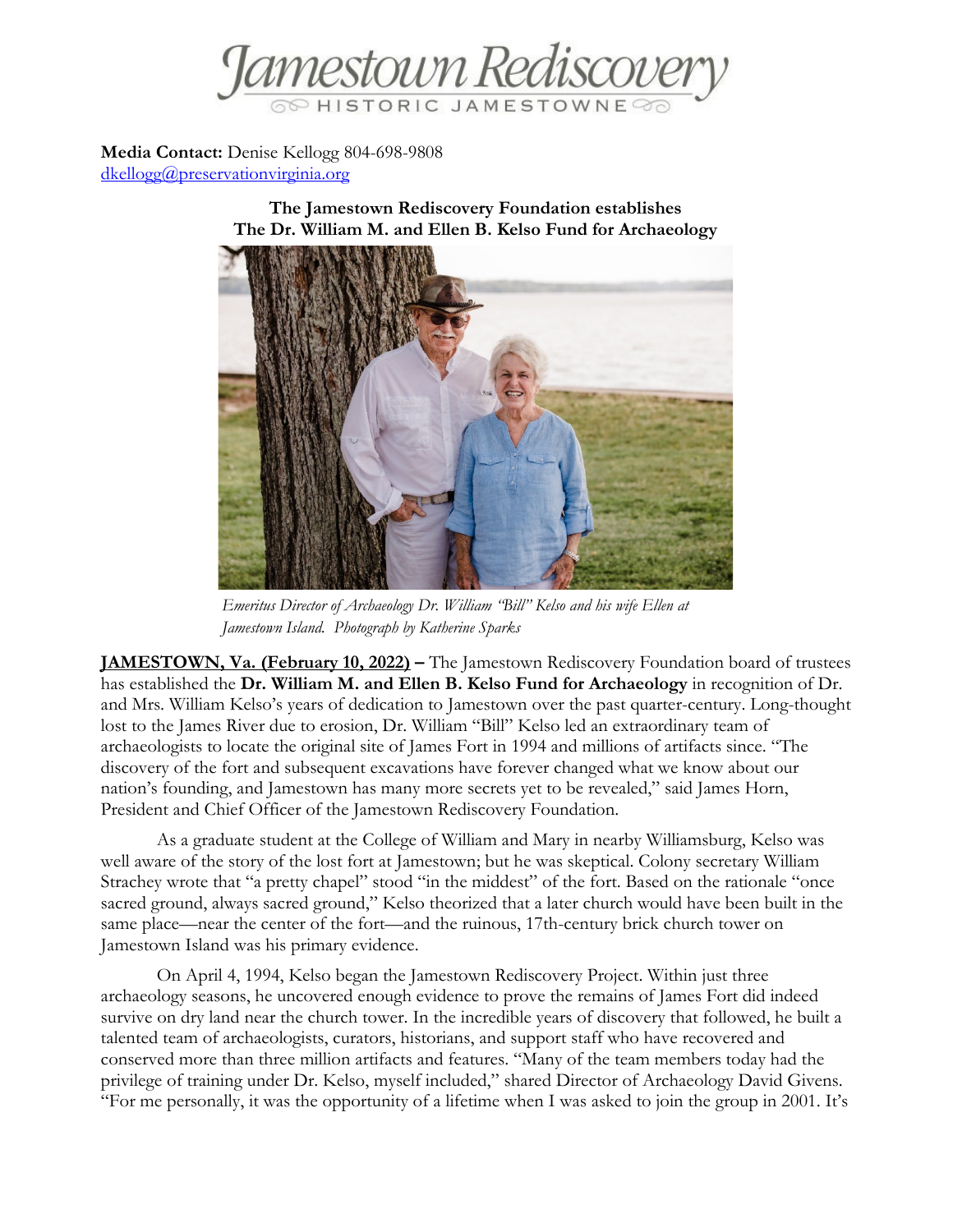Jamestown Rediscovery
HISTORIC JAMESTOWNE

**Media Contact:** Denise Kellogg 804-698-9808
dkellogg@preservationvirginia.org

**The Jamestown Rediscovery Foundation establishes**
**The Dr. William M. and Ellen B. Kelso Fund for Archaeology**

*Emeritus Director of Archaeology Dr. William "Bill" Kelso and his wife Ellen at Jamestown Island. Photograph by Katherine Sparks*

**JAMESTOWN, Va. (February 10, 2022) –** The Jamestown Rediscovery Foundation board of trustees has established the **Dr. William M. and Ellen B. Kelso Fund for Archaeology** in recognition of Dr. and Mrs. William Kelso's years of dedication to Jamestown over the past quarter-century. Long-thought lost to the James River due to erosion, Dr. William "Bill" Kelso led an extraordinary team of archaeologists to locate the original site of James Fort in 1994 and millions of artifacts since. "The discovery of the fort and subsequent excavations have forever changed what we know about our nation's founding, and Jamestown has many more secrets yet to be revealed," said James Horn, President and Chief Officer of the Jamestown Rediscovery Foundation.

As a graduate student at the College of William and Mary in nearby Williamsburg, Kelso was well aware of the story of the lost fort at Jamestown; but he was skeptical. Colony secretary William Strachey wrote that "a pretty chapel" stood "in the middest" of the fort. Based on the rationale "once sacred ground, always sacred ground," Kelso theorized that a later church would have been built in the same place—near the center of the fort—and the ruinous, 17th-century brick church tower on Jamestown Island was his primary evidence.

On April 4, 1994, Kelso began the Jamestown Rediscovery Project. Within just three archaeology seasons, he uncovered enough evidence to prove the remains of James Fort did indeed survive on dry land near the church tower. In the incredible years of discovery that followed, he built a talented team of archaeologists, curators, historians, and support staff who have recovered and conserved more than three million artifacts and features. "Many of the team members today had the privilege of training under Dr. Kelso, myself included," shared Director of Archaeology David Givens. "For me personally, it was the opportunity of a lifetime when I was asked to join the group in 2001. It's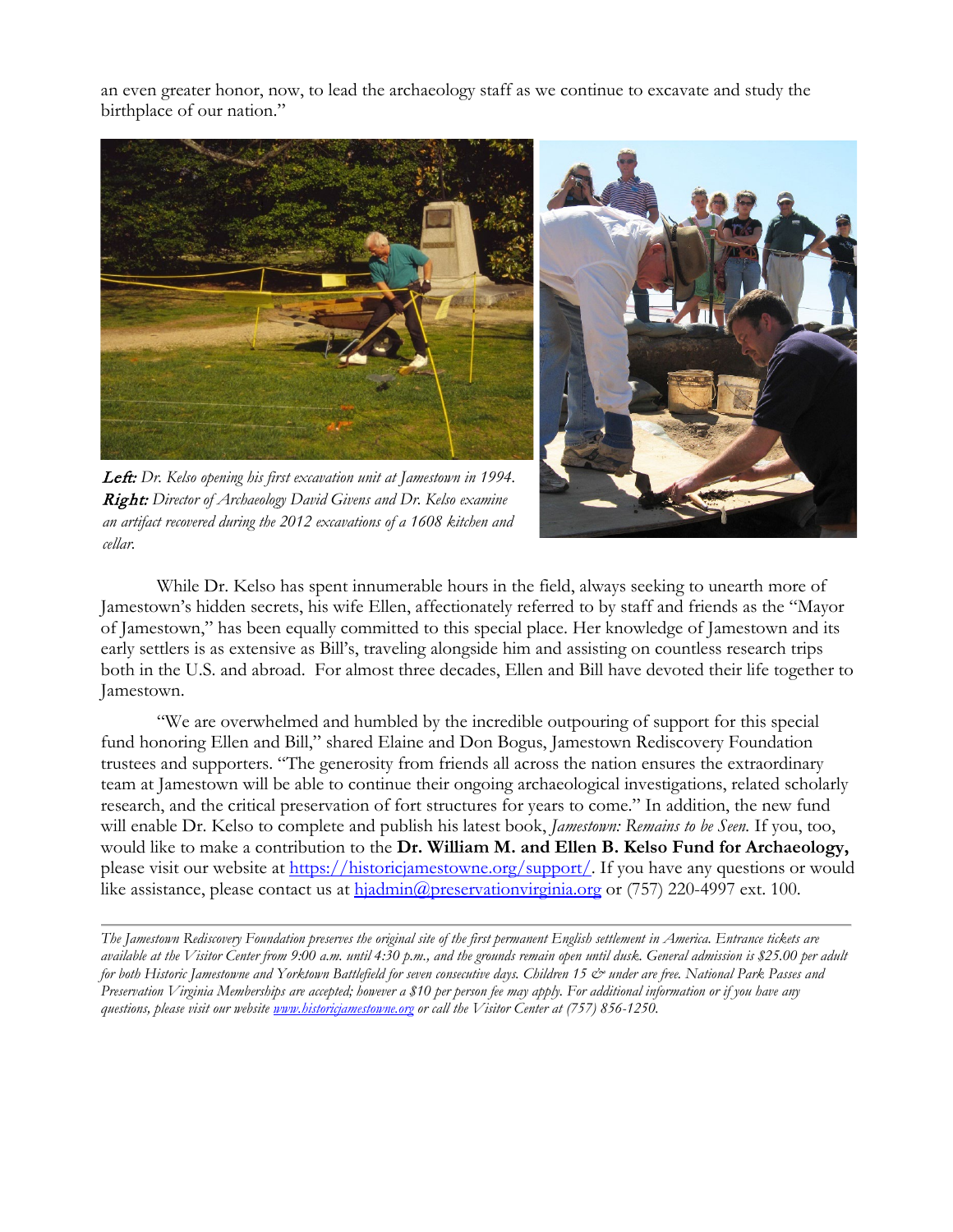an even greater honor, now, to lead the archaeology staff as we continue to excavate and study the birthplace of our nation."

***Left:*** *Dr. Kelso opening his first excavation unit at Jamestown in 1994.* ***Right:*** *Director of Archaeology David Givens and Dr. Kelso examine an artifact recovered during the 2012 excavations of a 1608 kitchen and cellar.*

While Dr. Kelso has spent innumerable hours in the field, always seeking to unearth more of Jamestown's hidden secrets, his wife Ellen, affectionately referred to by staff and friends as the "Mayor of Jamestown," has been equally committed to this special place. Her knowledge of Jamestown and its early settlers is as extensive as Bill's, traveling alongside him and assisting on countless research trips both in the U.S. and abroad. For almost three decades, Ellen and Bill have devoted their life together to Jamestown.

"We are overwhelmed and humbled by the incredible outpouring of support for this special fund honoring Ellen and Bill," shared Elaine and Don Bogus, Jamestown Rediscovery Foundation trustees and supporters. "The generosity from friends all across the nation ensures the extraordinary team at Jamestown will be able to continue their ongoing archaeological investigations, related scholarly research, and the critical preservation of fort structures for years to come." In addition, the new fund will enable Dr. Kelso to complete and publish his latest book, *Jamestown: Remains to be Seen.* If you, too, would like to make a contribution to the **Dr. William M. and Ellen B. Kelso Fund for Archaeology,** please visit our website at https://historicjamestowne.org/support/. If you have any questions or would like assistance, please contact us at hjadmin@preservationvirginia.org or (757) 220-4997 ext. 100.

---

*The Jamestown Rediscovery Foundation preserves the original site of the first permanent English settlement in America. Entrance tickets are available at the Visitor Center from 9:00 a.m. until 4:30 p.m., and the grounds remain open until dusk. General admission is $25.00 per adult for both Historic Jamestowne and Yorktown Battlefield for seven consecutive days. Children 15 & under are free. National Park Passes and Preservation Virginia Memberships are accepted; however a $10 per person fee may apply. For additional information or if you have any questions, please visit our website www.historicjamestowne.org or call the Visitor Center at (757) 856-1250.*